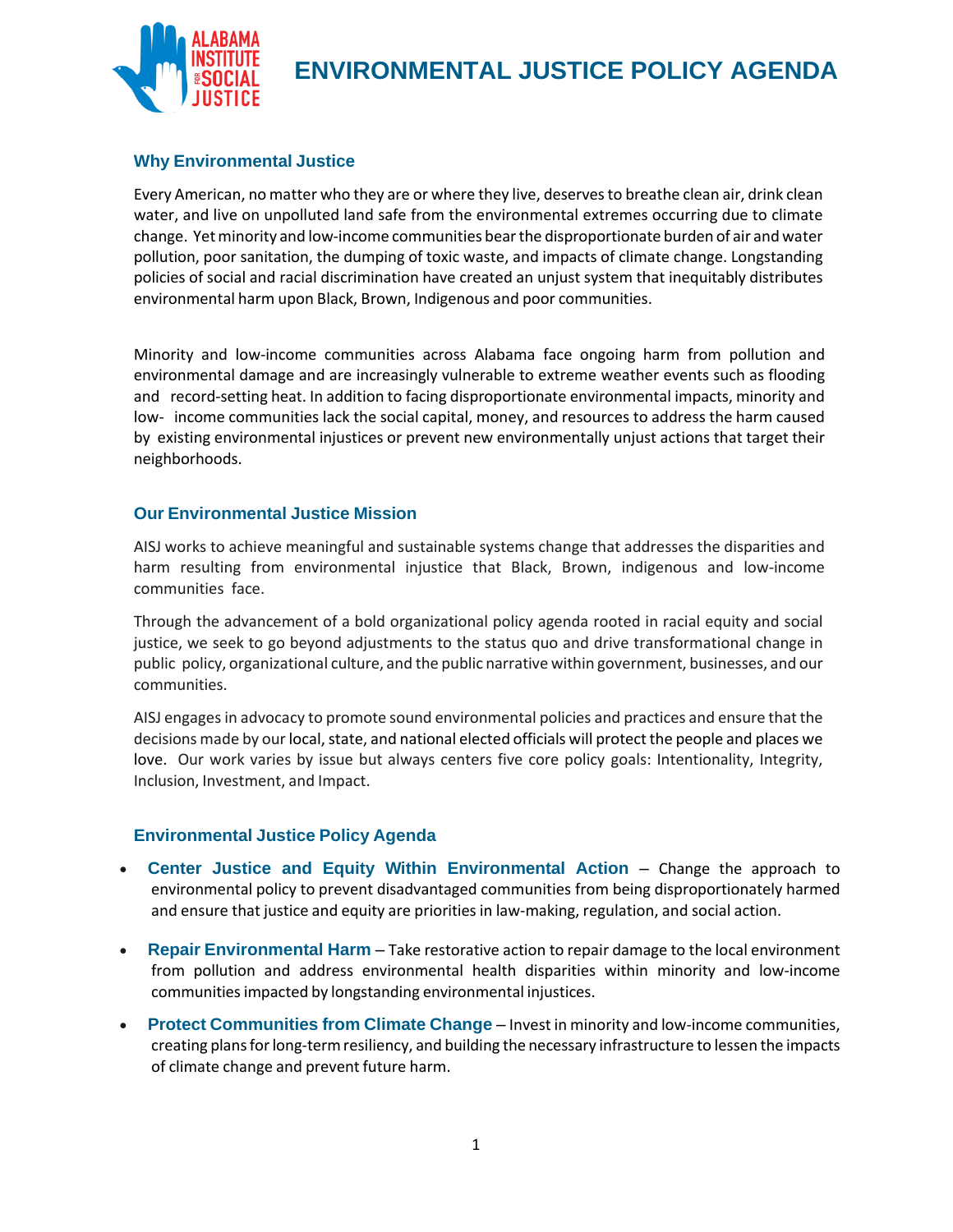# ENVIRONMENTAL JUSTICE POLICY AGENDA

## Why Environmental Justice

Every American, no matter who they are or where they live, deserves to breathe clean air, drink clean water, and live on unpolluted land safe from the environmental extremes occurring due to climate change. Yet minority and low-income communities bear the disproportionate burden of air and water pollution, poor sanitation, the dumping of toxic waste, and impacts of climate change. Longstanding policies of social and racial discrimination have created an unjust system that inequitably distributes environmental harm upon Black, Brown, Indigenous and poor communities.

Minority and low-income communities across Alabama face ongoing harm from pollution and environmental damage and are increasingly vulnerable to extreme weather events such as flooding and record-setting heat. In addition to facing disproportionate environmental impacts, minority and low- income communities lack the social capital, money, and resources to address the harm caused by existing environmental injustices or prevent new environmentally unjust actions that target their neighborhoods.

## Our Environmental Justice Mission

AISJ works to achieve meaningful and sustainable systems change that addresses the disparities and harm resulting from environmental injustice that Black, Brown, indigenous and low-income communities face.

Through the advancement of a bold organizational policy agenda rooted in racial equity and social justice, we seek to go beyond adjustments to the status quo and drive transformational change in public policy, organizational culture, and the public narrative within government, businesses, and our communities.

AISJ engages in advocacy to promote sound environmental policies and practices and ensure that the decisions made by our local, state, and national elected officials will protect the people and places we love. Our work varies by issue but always centers five core policy goals: Intentionality, Integrity, Inclusion, Investment, and Impact.

## Environmental Justice Policy Agenda

- **Center Justice and Equity Within Environmental Action** – Change the approach to environmental policy to prevent disadvantaged communities from being disproportionately harmed and ensure that justice and equity are priorities in law-making, regulation, and social action.
- **Repair Environmental Harm** – Take restorative action to repair damage to the local environment from pollution and address environmental health disparities within minority and low-income communities impacted by longstanding environmental injustices.
- **Protect Communities from Climate Change** – Invest in minority and low-income communities, creating plans for long-term resiliency, and building the necessary infrastructure to lessen the impacts of climate change and prevent future harm.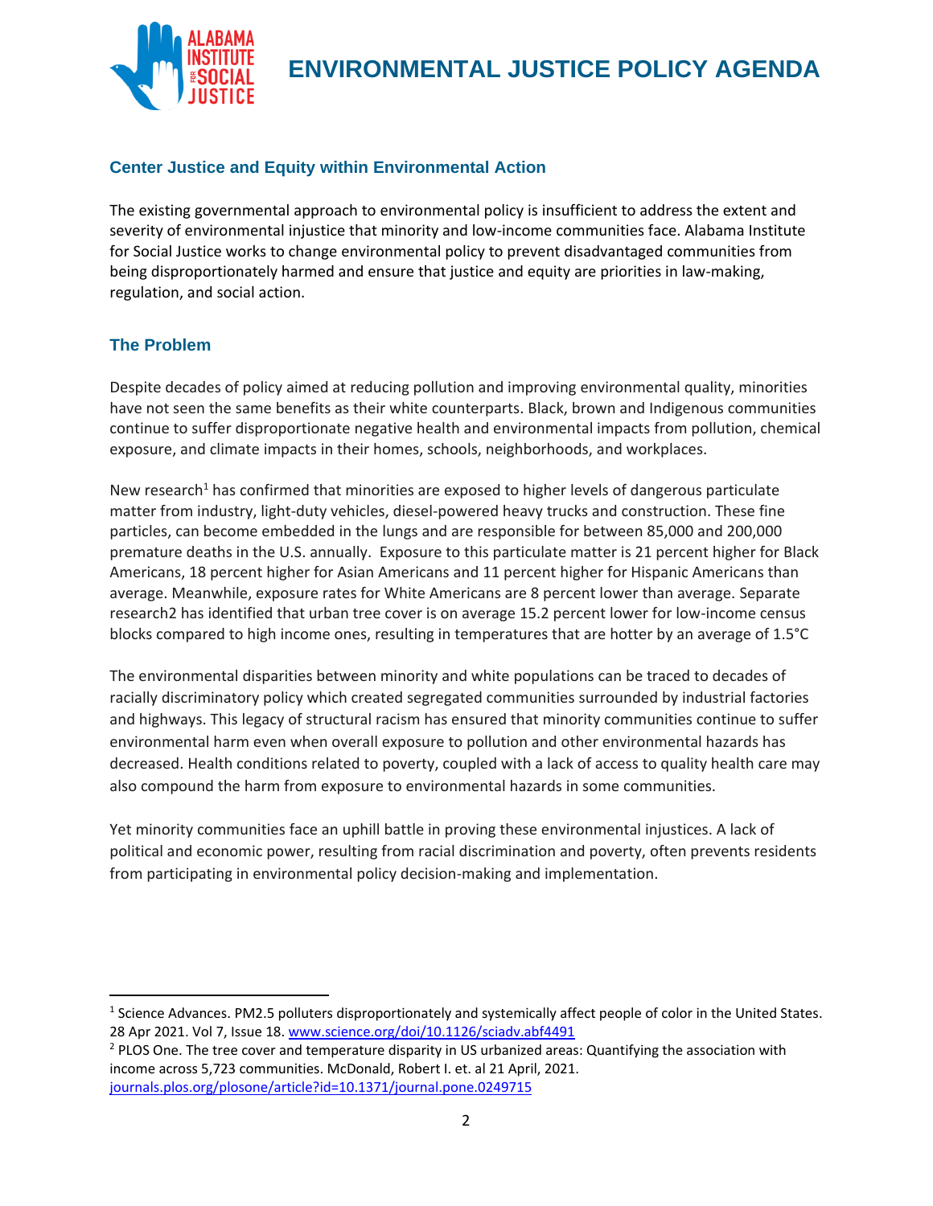# ENVIRONMENTAL JUSTICE POLICY AGENDA

## Center Justice and Equity within Environmental Action

The existing governmental approach to environmental policy is insufficient to address the extent and severity of environmental injustice that minority and low-income communities face. Alabama Institute for Social Justice works to change environmental policy to prevent disadvantaged communities from being disproportionately harmed and ensure that justice and equity are priorities in law-making, regulation, and social action.

## The Problem

Despite decades of policy aimed at reducing pollution and improving environmental quality, minorities have not seen the same benefits as their white counterparts. Black, brown and Indigenous communities continue to suffer disproportionate negative health and environmental impacts from pollution, chemical exposure, and climate impacts in their homes, schools, neighborhoods, and workplaces.

New research[1] has confirmed that minorities are exposed to higher levels of dangerous particulate matter from industry, light-duty vehicles, diesel-powered heavy trucks and construction. These fine particles, can become embedded in the lungs and are responsible for between 85,000 and 200,000 premature deaths in the U.S. annually. Exposure to this particulate matter is 21 percent higher for Black Americans, 18 percent higher for Asian Americans and 11 percent higher for Hispanic Americans than average. Meanwhile, exposure rates for White Americans are 8 percent lower than average. Separate research2 has identified that urban tree cover is on average 15.2 percent lower for low-income census blocks compared to high income ones, resulting in temperatures that are hotter by an average of 1.5°C

The environmental disparities between minority and white populations can be traced to decades of racially discriminatory policy which created segregated communities surrounded by industrial factories and highways. This legacy of structural racism has ensured that minority communities continue to suffer environmental harm even when overall exposure to pollution and other environmental hazards has decreased. Health conditions related to poverty, coupled with a lack of access to quality health care may also compound the harm from exposure to environmental hazards in some communities.

Yet minority communities face an uphill battle in proving these environmental injustices. A lack of political and economic power, resulting from racial discrimination and poverty, often prevents residents from participating in environmental policy decision-making and implementation.

---

[1] Science Advances. PM2.5 polluters disproportionately and systemically affect people of color in the United States. 28 Apr 2021. Vol 7, Issue 18. www.science.org/doi/10.1126/sciadv.abf4491

[2] PLOS One. The tree cover and temperature disparity in US urbanized areas: Quantifying the association with income across 5,723 communities. McDonald, Robert I. et. al 21 April, 2021. journals.plos.org/plosone/article?id=10.1371/journal.pone.0249715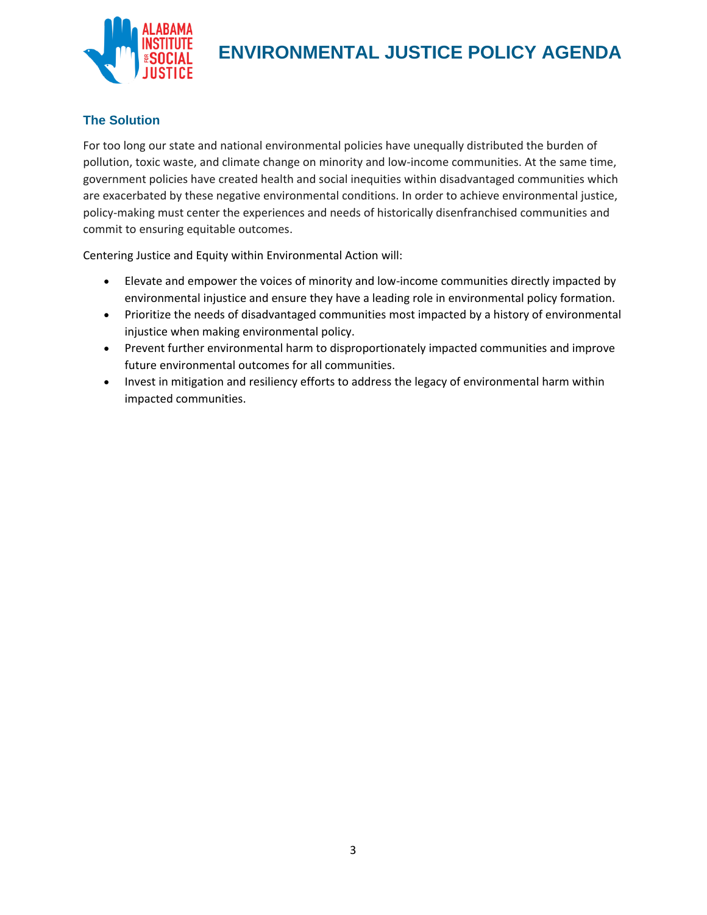## The Solution

For too long our state and national environmental policies have unequally distributed the burden of pollution, toxic waste, and climate change on minority and low-income communities. At the same time, government policies have created health and social inequities within disadvantaged communities which are exacerbated by these negative environmental conditions. In order to achieve environmental justice, policy-making must center the experiences and needs of historically disenfranchised communities and commit to ensuring equitable outcomes.

Centering Justice and Equity within Environmental Action will:

- Elevate and empower the voices of minority and low-income communities directly impacted by environmental injustice and ensure they have a leading role in environmental policy formation.
- Prioritize the needs of disadvantaged communities most impacted by a history of environmental injustice when making environmental policy.
- Prevent further environmental harm to disproportionately impacted communities and improve future environmental outcomes for all communities.
- Invest in mitigation and resiliency efforts to address the legacy of environmental harm within impacted communities.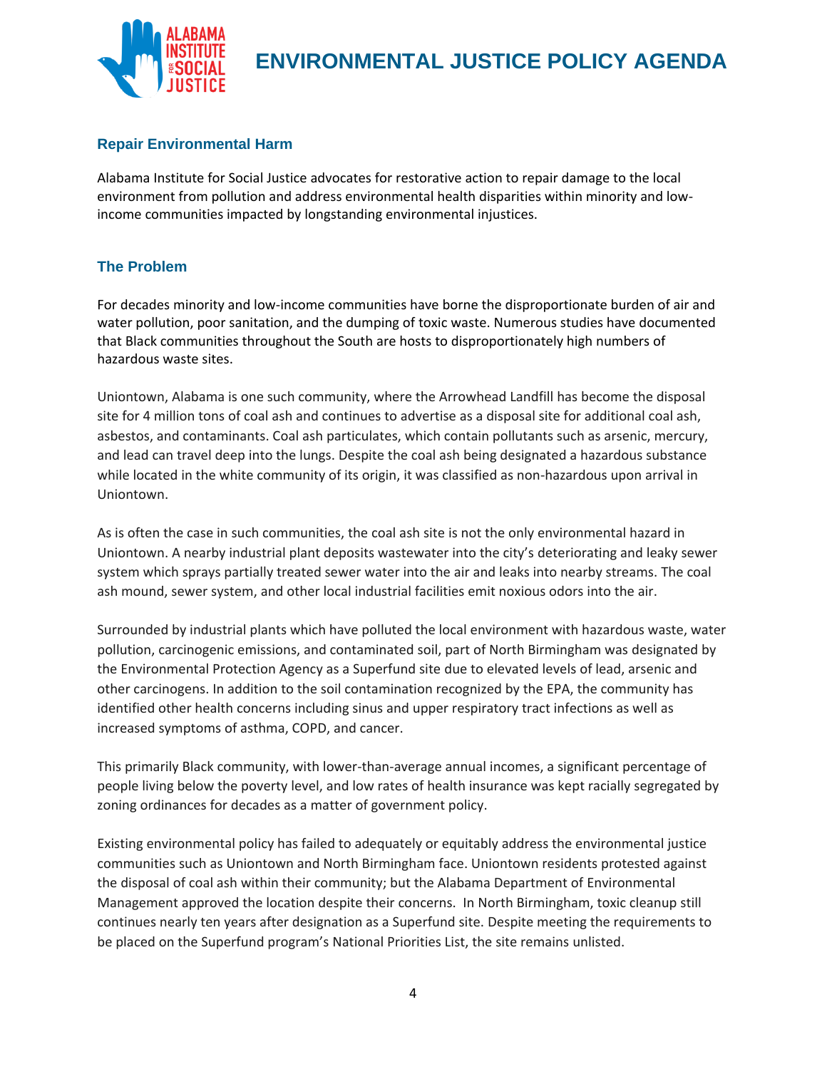## Repair Environmental Harm

Alabama Institute for Social Justice advocates for restorative action to repair damage to the local environment from pollution and address environmental health disparities within minority and low-income communities impacted by longstanding environmental injustices.

## The Problem

For decades minority and low-income communities have borne the disproportionate burden of air and water pollution, poor sanitation, and the dumping of toxic waste. Numerous studies have documented that Black communities throughout the South are hosts to disproportionately high numbers of hazardous waste sites.

Uniontown, Alabama is one such community, where the Arrowhead Landfill has become the disposal site for 4 million tons of coal ash and continues to advertise as a disposal site for additional coal ash, asbestos, and contaminants. Coal ash particulates, which contain pollutants such as arsenic, mercury, and lead can travel deep into the lungs. Despite the coal ash being designated a hazardous substance while located in the white community of its origin, it was classified as non-hazardous upon arrival in Uniontown.

As is often the case in such communities, the coal ash site is not the only environmental hazard in Uniontown. A nearby industrial plant deposits wastewater into the city's deteriorating and leaky sewer system which sprays partially treated sewer water into the air and leaks into nearby streams. The coal ash mound, sewer system, and other local industrial facilities emit noxious odors into the air.

Surrounded by industrial plants which have polluted the local environment with hazardous waste, water pollution, carcinogenic emissions, and contaminated soil, part of North Birmingham was designated by the Environmental Protection Agency as a Superfund site due to elevated levels of lead, arsenic and other carcinogens. In addition to the soil contamination recognized by the EPA, the community has identified other health concerns including sinus and upper respiratory tract infections as well as increased symptoms of asthma, COPD, and cancer.

This primarily Black community, with lower-than-average annual incomes, a significant percentage of people living below the poverty level, and low rates of health insurance was kept racially segregated by zoning ordinances for decades as a matter of government policy.

Existing environmental policy has failed to adequately or equitably address the environmental justice communities such as Uniontown and North Birmingham face. Uniontown residents protested against the disposal of coal ash within their community; but the Alabama Department of Environmental Management approved the location despite their concerns. In North Birmingham, toxic cleanup still continues nearly ten years after designation as a Superfund site. Despite meeting the requirements to be placed on the Superfund program's National Priorities List, the site remains unlisted.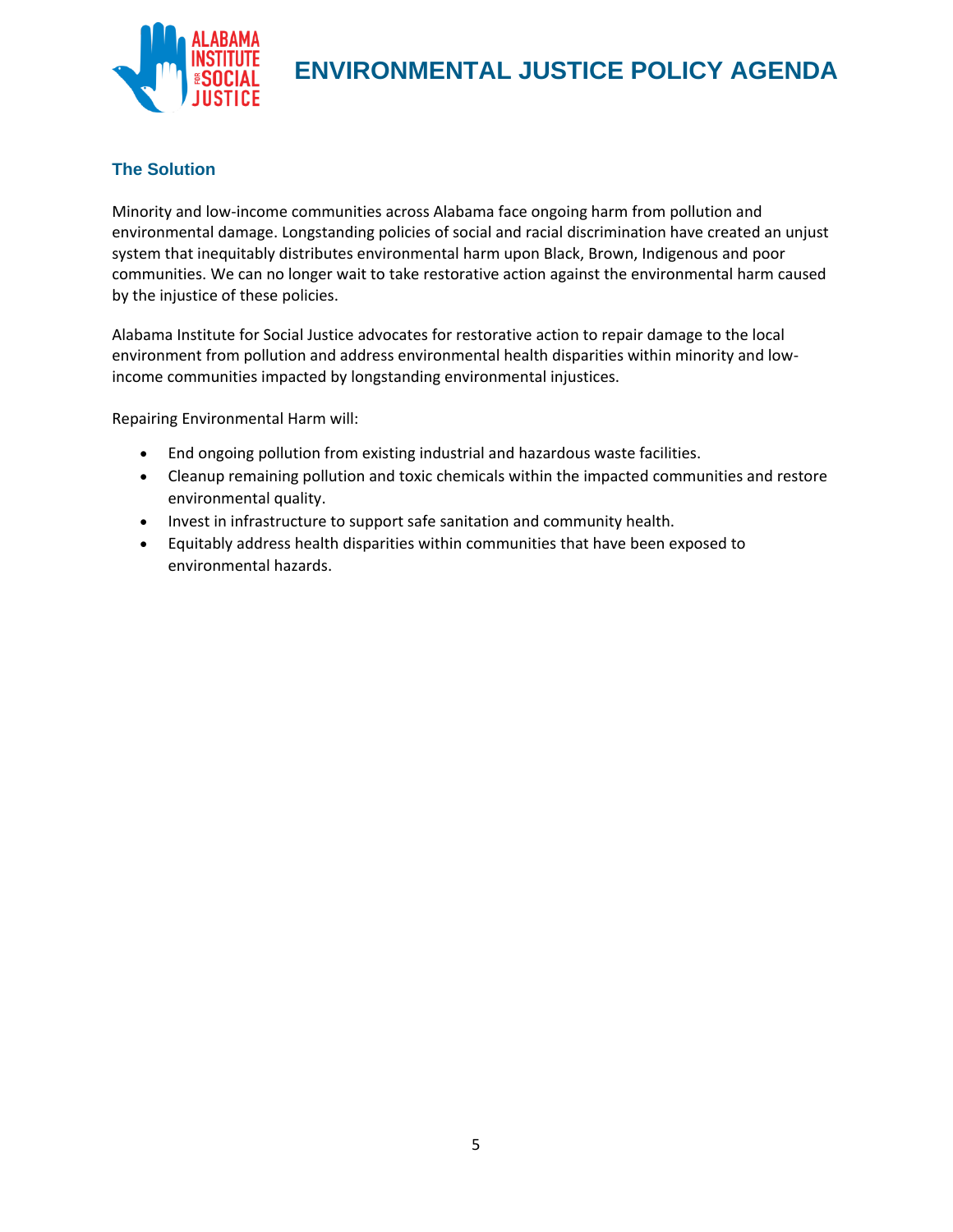## The Solution

Minority and low-income communities across Alabama face ongoing harm from pollution and environmental damage. Longstanding policies of social and racial discrimination have created an unjust system that inequitably distributes environmental harm upon Black, Brown, Indigenous and poor communities. We can no longer wait to take restorative action against the environmental harm caused by the injustice of these policies.

Alabama Institute for Social Justice advocates for restorative action to repair damage to the local environment from pollution and address environmental health disparities within minority and low-income communities impacted by longstanding environmental injustices.

Repairing Environmental Harm will:

- End ongoing pollution from existing industrial and hazardous waste facilities.
- Cleanup remaining pollution and toxic chemicals within the impacted communities and restore environmental quality.
- Invest in infrastructure to support safe sanitation and community health.
- Equitably address health disparities within communities that have been exposed to environmental hazards.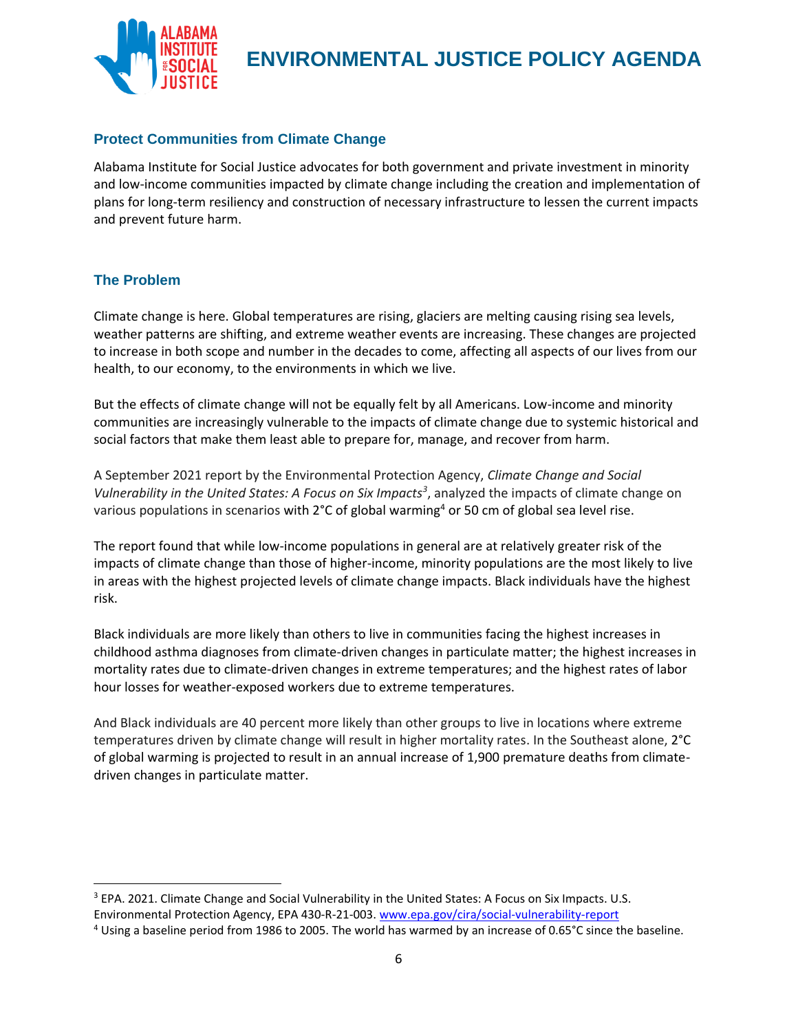## Protect Communities from Climate Change

Alabama Institute for Social Justice advocates for both government and private investment in minority and low-income communities impacted by climate change including the creation and implementation of plans for long-term resiliency and construction of necessary infrastructure to lessen the current impacts and prevent future harm.

## The Problem

Climate change is here. Global temperatures are rising, glaciers are melting causing rising sea levels, weather patterns are shifting, and extreme weather events are increasing. These changes are projected to increase in both scope and number in the decades to come, affecting all aspects of our lives from our health, to our economy, to the environments in which we live.

But the effects of climate change will not be equally felt by all Americans. Low-income and minority communities are increasingly vulnerable to the impacts of climate change due to systemic historical and social factors that make them least able to prepare for, manage, and recover from harm.

A September 2021 report by the Environmental Protection Agency, *Climate Change and Social Vulnerability in the United States: A Focus on Six Impacts*[3], analyzed the impacts of climate change on various populations in scenarios with 2°C of global warming[4] or 50 cm of global sea level rise.

The report found that while low-income populations in general are at relatively greater risk of the impacts of climate change than those of higher-income, minority populations are the most likely to live in areas with the highest projected levels of climate change impacts. Black individuals have the highest risk.

Black individuals are more likely than others to live in communities facing the highest increases in childhood asthma diagnoses from climate-driven changes in particulate matter; the highest increases in mortality rates due to climate-driven changes in extreme temperatures; and the highest rates of labor hour losses for weather-exposed workers due to extreme temperatures.

And Black individuals are 40 percent more likely than other groups to live in locations where extreme temperatures driven by climate change will result in higher mortality rates. In the Southeast alone, 2°C of global warming is projected to result in an annual increase of 1,900 premature deaths from climate-driven changes in particulate matter.

---

[3] EPA. 2021. Climate Change and Social Vulnerability in the United States: A Focus on Six Impacts. U.S. Environmental Protection Agency, EPA 430-R-21-003. www.epa.gov/cira/social-vulnerability-report

[4] Using a baseline period from 1986 to 2005. The world has warmed by an increase of 0.65°C since the baseline.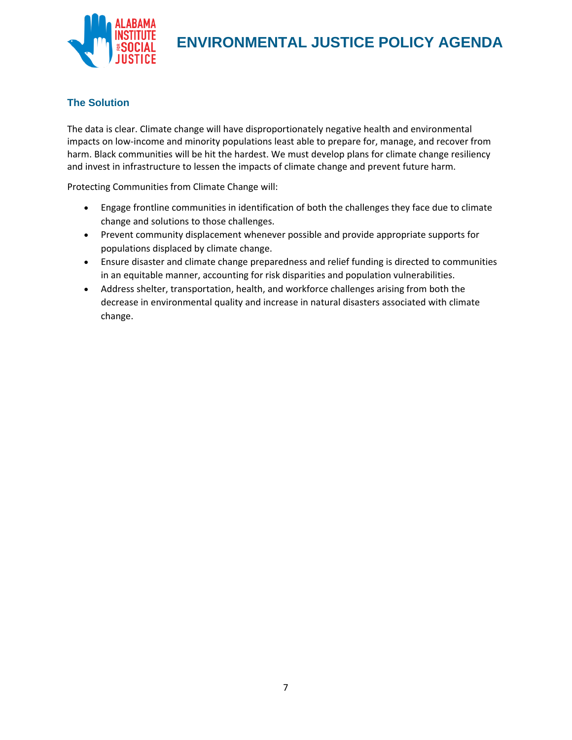## The Solution

The data is clear. Climate change will have disproportionately negative health and environmental impacts on low-income and minority populations least able to prepare for, manage, and recover from harm. Black communities will be hit the hardest. We must develop plans for climate change resiliency and invest in infrastructure to lessen the impacts of climate change and prevent future harm.

Protecting Communities from Climate Change will:

- Engage frontline communities in identification of both the challenges they face due to climate change and solutions to those challenges.
- Prevent community displacement whenever possible and provide appropriate supports for populations displaced by climate change.
- Ensure disaster and climate change preparedness and relief funding is directed to communities in an equitable manner, accounting for risk disparities and population vulnerabilities.
- Address shelter, transportation, health, and workforce challenges arising from both the decrease in environmental quality and increase in natural disasters associated with climate change.